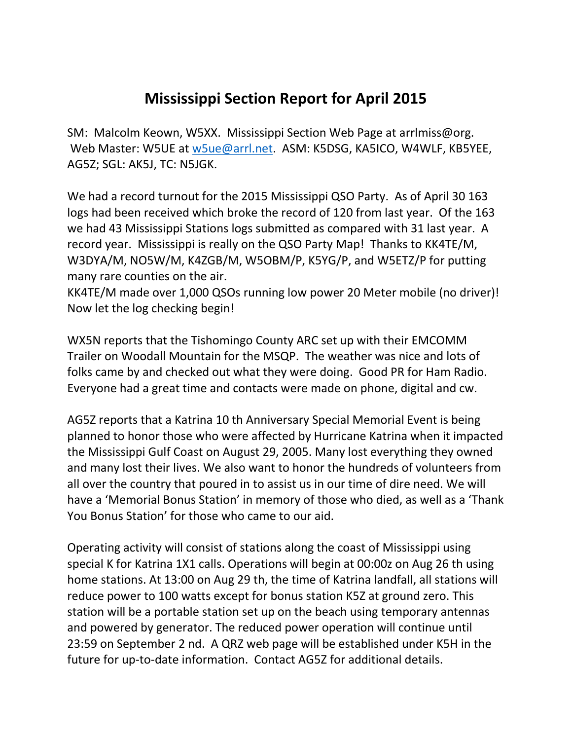# Mississippi Section Report for April 2015

SM: Malcolm Keown, W5XX. Mississippi Section Web Page at arrlmiss@org. Web Master: W5UE at w5ue@arrl.net. ASM: K5DSG, KA5ICO, W4WLF, KB5YEE, AG5Z; SGL: AK5J, TC: N5JGK.

We had a record turnout for the 2015 Mississippi QSO Party. As of April 30 163 logs had been received which broke the record of 120 from last year. Of the 163 we had 43 Mississippi Stations logs submitted as compared with 31 last year. A record year. Mississippi is really on the QSO Party Map! Thanks to KK4TE/M, W3DYA/M, NO5W/M, K4ZGB/M, W5OBM/P, K5YG/P, and W5ETZ/P for putting many rare counties on the air.
KK4TE/M made over 1,000 QSOs running low power 20 Meter mobile (no driver)! Now let the log checking begin!

WX5N reports that the Tishomingo County ARC set up with their EMCOMM Trailer on Woodall Mountain for the MSQP. The weather was nice and lots of folks came by and checked out what they were doing. Good PR for Ham Radio. Everyone had a great time and contacts were made on phone, digital and cw.

AG5Z reports that a Katrina 10 th Anniversary Special Memorial Event is being planned to honor those who were affected by Hurricane Katrina when it impacted the Mississippi Gulf Coast on August 29, 2005. Many lost everything they owned and many lost their lives. We also want to honor the hundreds of volunteers from all over the country that poured in to assist us in our time of dire need. We will have a 'Memorial Bonus Station' in memory of those who died, as well as a 'Thank You Bonus Station' for those who came to our aid.

Operating activity will consist of stations along the coast of Mississippi using special K for Katrina 1X1 calls. Operations will begin at 00:00z on Aug 26 th using home stations. At 13:00 on Aug 29 th, the time of Katrina landfall, all stations will reduce power to 100 watts except for bonus station K5Z at ground zero. This station will be a portable station set up on the beach using temporary antennas and powered by generator. The reduced power operation will continue until 23:59 on September 2 nd. A QRZ web page will be established under K5H in the future for up-to-date information. Contact AG5Z for additional details.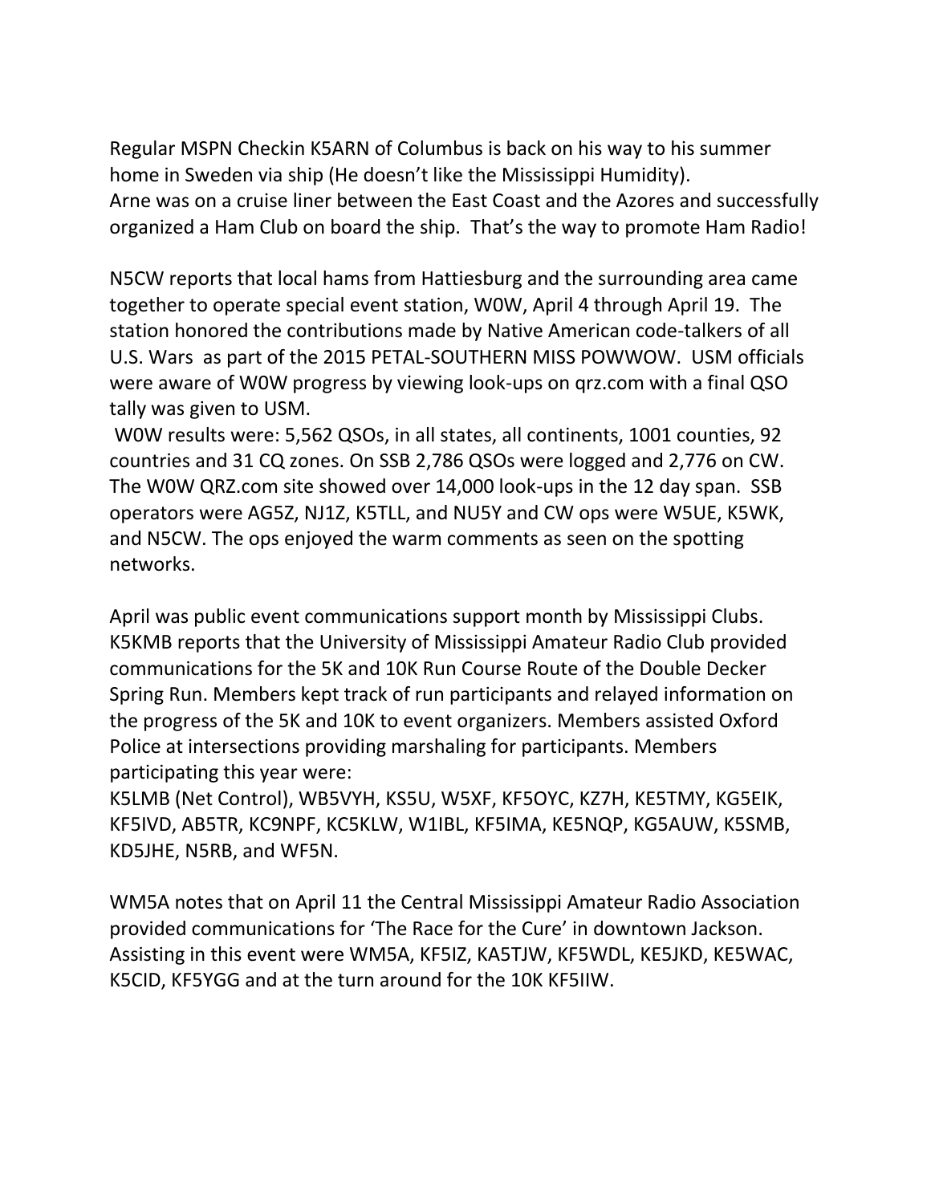Regular MSPN Checkin K5ARN of Columbus is back on his way to his summer home in Sweden via ship (He doesn't like the Mississippi Humidity).
Arne was on a cruise liner between the East Coast and the Azores and successfully organized a Ham Club on board the ship. That's the way to promote Ham Radio!

N5CW reports that local hams from Hattiesburg and the surrounding area came together to operate special event station, W0W, April 4 through April 19. The station honored the contributions made by Native American code-talkers of all U.S. Wars as part of the 2015 PETAL-SOUTHERN MISS POWWOW. USM officials were aware of W0W progress by viewing look-ups on qrz.com with a final QSO tally was given to USM.
W0W results were: 5,562 QSOs, in all states, all continents, 1001 counties, 92 countries and 31 CQ zones. On SSB 2,786 QSOs were logged and 2,776 on CW. The W0W QRZ.com site showed over 14,000 look-ups in the 12 day span. SSB operators were AG5Z, NJ1Z, K5TLL, and NU5Y and CW ops were W5UE, K5WK, and N5CW. The ops enjoyed the warm comments as seen on the spotting networks.

April was public event communications support month by Mississippi Clubs. K5KMB reports that the University of Mississippi Amateur Radio Club provided communications for the 5K and 10K Run Course Route of the Double Decker Spring Run. Members kept track of run participants and relayed information on the progress of the 5K and 10K to event organizers. Members assisted Oxford Police at intersections providing marshaling for participants. Members participating this year were:
K5LMB (Net Control), WB5VYH, KS5U, W5XF, KF5OYC, KZ7H, KE5TMY, KG5EIK, KF5IVD, AB5TR, KC9NPF, KC5KLW, W1IBL, KF5IMA, KE5NQP, KG5AUW, K5SMB, KD5JHE, N5RB, and WF5N.

WM5A notes that on April 11 the Central Mississippi Amateur Radio Association provided communications for 'The Race for the Cure' in downtown Jackson. Assisting in this event were WM5A, KF5IZ, KA5TJW, KF5WDL, KE5JKD, KE5WAC, K5CID, KF5YGG and at the turn around for the 10K KF5IIW.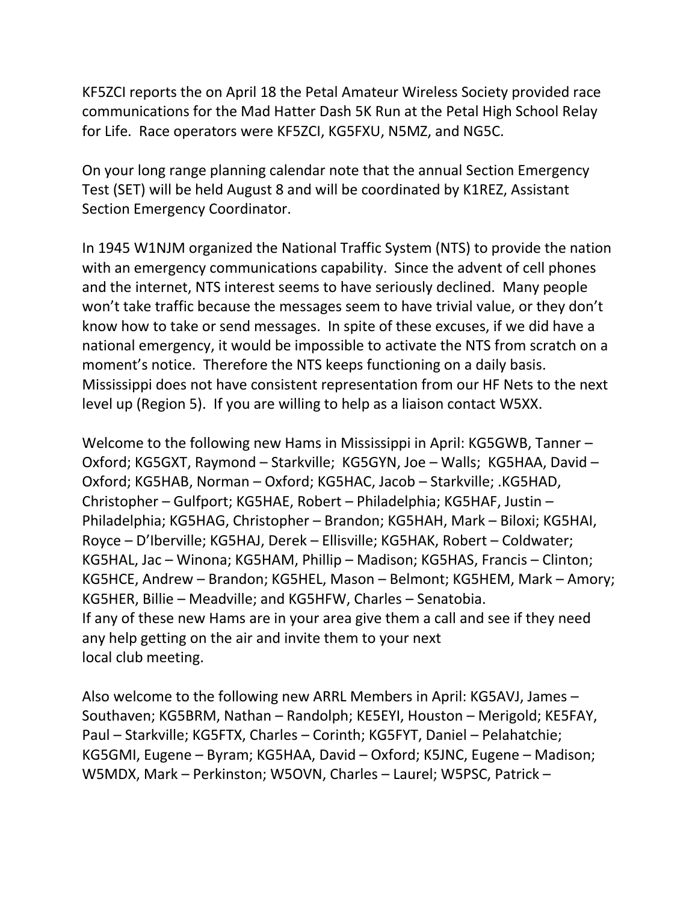KF5ZCI reports the on April 18 the Petal Amateur Wireless Society provided race communications for the Mad Hatter Dash 5K Run at the Petal High School Relay for Life. Race operators were KF5ZCI, KG5FXU, N5MZ, and NG5C.

On your long range planning calendar note that the annual Section Emergency Test (SET) will be held August 8 and will be coordinated by K1REZ, Assistant Section Emergency Coordinator.

In 1945 W1NJM organized the National Traffic System (NTS) to provide the nation with an emergency communications capability. Since the advent of cell phones and the internet, NTS interest seems to have seriously declined. Many people won't take traffic because the messages seem to have trivial value, or they don't know how to take or send messages. In spite of these excuses, if we did have a national emergency, it would be impossible to activate the NTS from scratch on a moment's notice. Therefore the NTS keeps functioning on a daily basis. Mississippi does not have consistent representation from our HF Nets to the next level up (Region 5). If you are willing to help as a liaison contact W5XX.

Welcome to the following new Hams in Mississippi in April: KG5GWB, Tanner – Oxford; KG5GXT, Raymond – Starkville; KG5GYN, Joe – Walls; KG5HAA, David – Oxford; KG5HAB, Norman – Oxford; KG5HAC, Jacob – Starkville; .KG5HAD, Christopher – Gulfport; KG5HAE, Robert – Philadelphia; KG5HAF, Justin – Philadelphia; KG5HAG, Christopher – Brandon; KG5HAH, Mark – Biloxi; KG5HAI, Royce – D'Iberville; KG5HAJ, Derek – Ellisville; KG5HAK, Robert – Coldwater; KG5HAL, Jac – Winona; KG5HAM, Phillip – Madison; KG5HAS, Francis – Clinton; KG5HCE, Andrew – Brandon; KG5HEL, Mason – Belmont; KG5HEM, Mark – Amory; KG5HER, Billie – Meadville; and KG5HFW, Charles – Senatobia.
If any of these new Hams are in your area give them a call and see if they need any help getting on the air and invite them to your next local club meeting.

Also welcome to the following new ARRL Members in April: KG5AVJ, James – Southaven; KG5BRM, Nathan – Randolph; KE5EYI, Houston – Merigold; KE5FAY, Paul – Starkville; KG5FTX, Charles – Corinth; KG5FYT, Daniel – Pelahatchie; KG5GMI, Eugene – Byram; KG5HAA, David – Oxford; K5JNC, Eugene – Madison; W5MDX, Mark – Perkinston; W5OVN, Charles – Laurel; W5PSC, Patrick –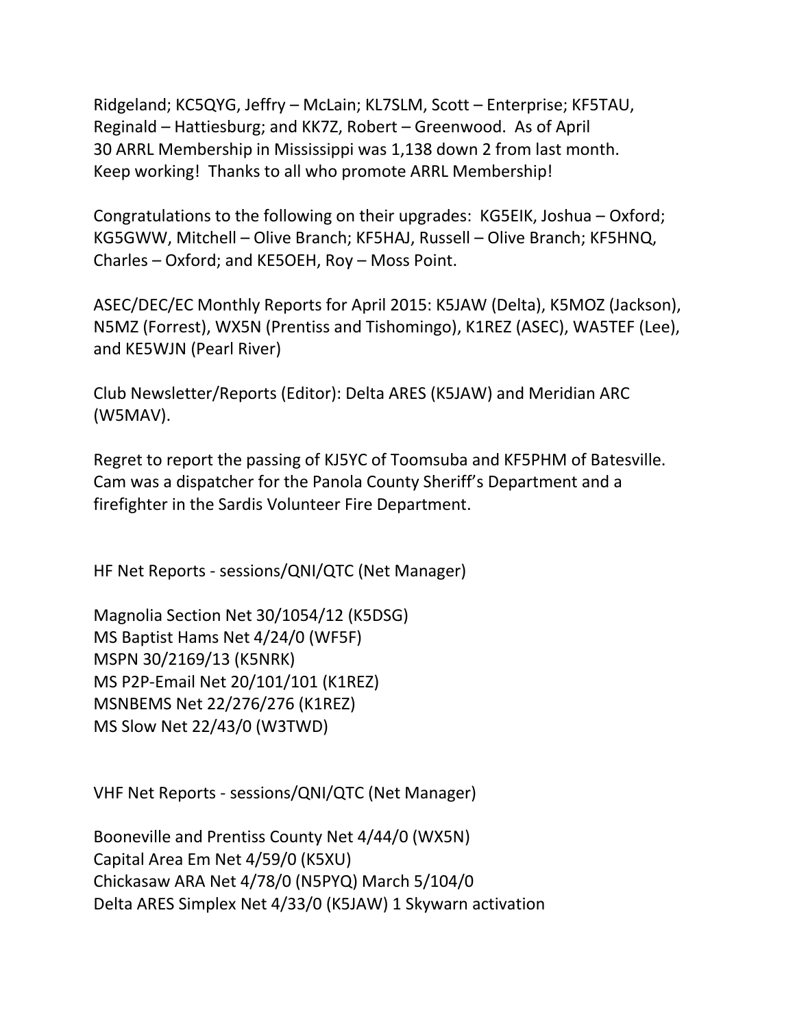Ridgeland; KC5QYG, Jeffry – McLain; KL7SLM, Scott – Enterprise; KF5TAU, Reginald – Hattiesburg; and KK7Z, Robert – Greenwood. As of April 30 ARRL Membership in Mississippi was 1,138 down 2 from last month. Keep working! Thanks to all who promote ARRL Membership!

Congratulations to the following on their upgrades: KG5EIK, Joshua – Oxford; KG5GWW, Mitchell – Olive Branch; KF5HAJ, Russell – Olive Branch; KF5HNQ, Charles – Oxford; and KE5OEH, Roy – Moss Point.

ASEC/DEC/EC Monthly Reports for April 2015: K5JAW (Delta), K5MOZ (Jackson), N5MZ (Forrest), WX5N (Prentiss and Tishomingo), K1REZ (ASEC), WA5TEF (Lee), and KE5WJN (Pearl River)

Club Newsletter/Reports (Editor): Delta ARES (K5JAW) and Meridian ARC (W5MAV).

Regret to report the passing of KJ5YC of Toomsuba and KF5PHM of Batesville. Cam was a dispatcher for the Panola County Sheriff's Department and a firefighter in the Sardis Volunteer Fire Department.

HF Net Reports - sessions/QNI/QTC (Net Manager)

Magnolia Section Net 30/1054/12 (K5DSG)
MS Baptist Hams Net 4/24/0 (WF5F)
MSPN 30/2169/13 (K5NRK)
MS P2P-Email Net 20/101/101 (K1REZ)
MSNBEMS Net 22/276/276 (K1REZ)
MS Slow Net 22/43/0 (W3TWD)

VHF Net Reports - sessions/QNI/QTC (Net Manager)

Booneville and Prentiss County Net 4/44/0 (WX5N)
Capital Area Em Net 4/59/0 (K5XU)
Chickasaw ARA Net 4/78/0 (N5PYQ) March 5/104/0
Delta ARES Simplex Net 4/33/0 (K5JAW) 1 Skywarn activation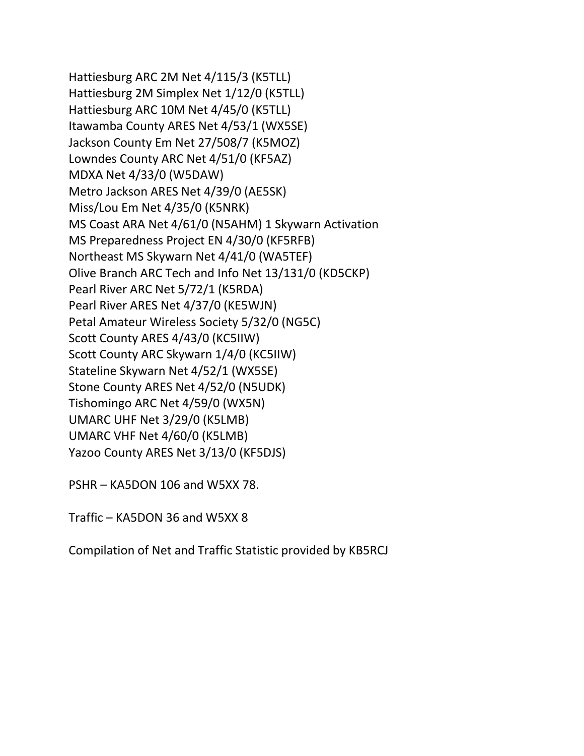Hattiesburg ARC 2M Net 4/115/3 (K5TLL)
Hattiesburg 2M Simplex Net 1/12/0 (K5TLL)
Hattiesburg ARC 10M Net 4/45/0 (K5TLL)
Itawamba County ARES Net 4/53/1 (WX5SE)
Jackson County Em Net 27/508/7 (K5MOZ)
Lowndes County ARC Net 4/51/0 (KF5AZ)
MDXA Net 4/33/0 (W5DAW)
Metro Jackson ARES Net 4/39/0 (AE5SK)
Miss/Lou Em Net 4/35/0 (K5NRK)
MS Coast ARA Net 4/61/0 (N5AHM) 1 Skywarn Activation
MS Preparedness Project EN 4/30/0 (KF5RFB)
Northeast MS Skywarn Net 4/41/0 (WA5TEF)
Olive Branch ARC Tech and Info Net 13/131/0 (KD5CKP)
Pearl River ARC Net 5/72/1 (K5RDA)
Pearl River ARES Net 4/37/0 (KE5WJN)
Petal Amateur Wireless Society 5/32/0 (NG5C)
Scott County ARES 4/43/0 (KC5IIW)
Scott County ARC Skywarn 1/4/0 (KC5IIW)
Stateline Skywarn Net 4/52/1 (WX5SE)
Stone County ARES Net 4/52/0 (N5UDK)
Tishomingo ARC Net 4/59/0 (WX5N)
UMARC UHF Net 3/29/0 (K5LMB)
UMARC VHF Net 4/60/0 (K5LMB)
Yazoo County ARES Net 3/13/0 (KF5DJS)

PSHR – KA5DON 106 and W5XX 78.

Traffic – KA5DON 36 and W5XX 8

Compilation of Net and Traffic Statistic provided by KB5RCJ